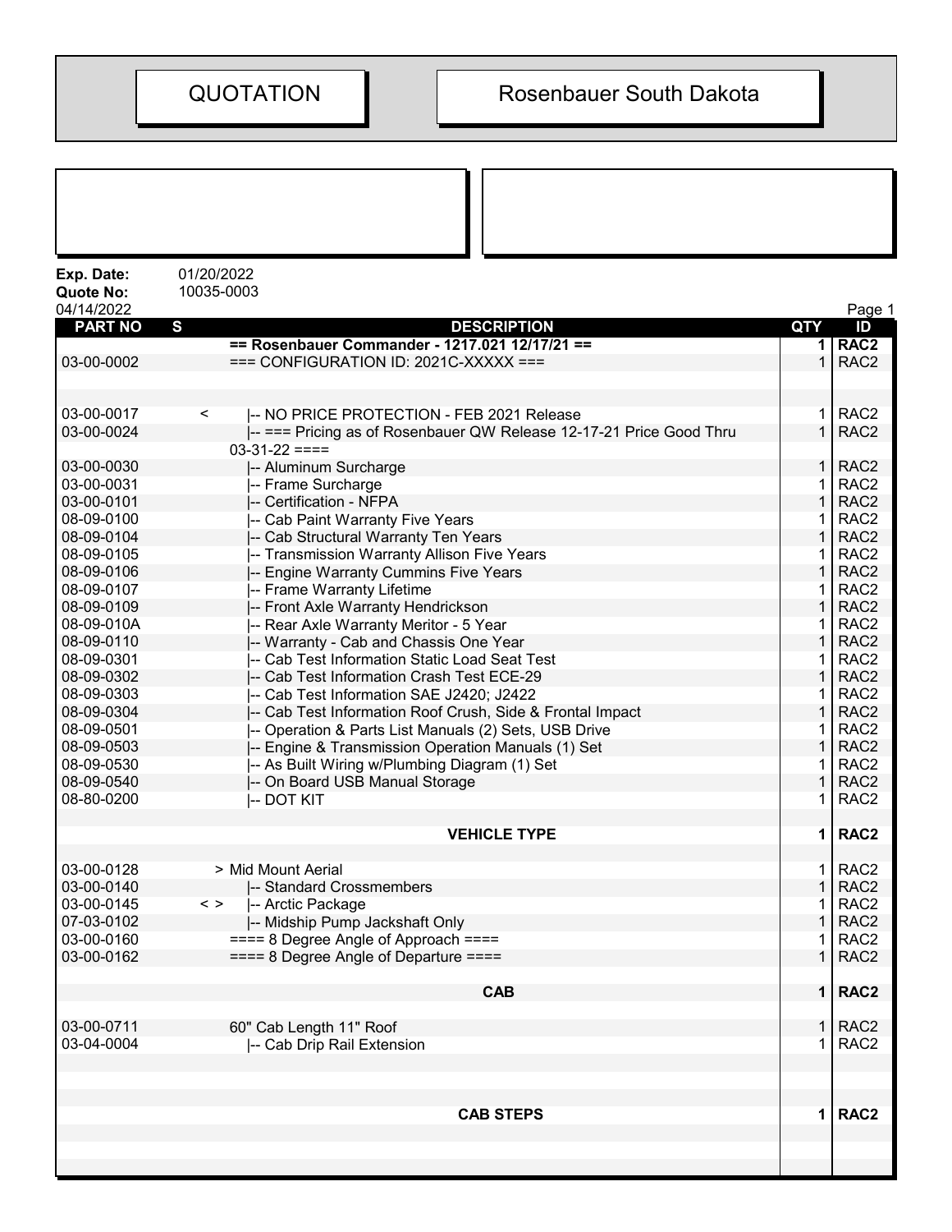| QUOTATION | Rosenbauer South Dakota |
| --- | --- |

**Exp. Date:** 01/20/2022
**Quote No:** 10035-0003
04/14/2022

| PART NO | S | DESCRIPTION | QTY | ID |
| --- | --- | --- | --- | --- |
| | | **== Rosenbauer Commander - 1217.021 12/17/21 ==** | **1** | **RAC2** |
| 03-00-0002 | | === CONFIGURATION ID: 2021C-XXXXX === | 1 | RAC2 |
| | | | | |
| 03-00-0017 | < | \|-- NO PRICE PROTECTION - FEB 2021 Release | 1 | RAC2 |
| 03-00-0024 | | \|-- === Pricing as of Rosenbauer QW Release 12-17-21 Price Good Thru 03-31-22 ==== | 1 | RAC2 |
| 03-00-0030 | | \|-- Aluminum Surcharge | 1 | RAC2 |
| 03-00-0031 | | \|-- Frame Surcharge | 1 | RAC2 |
| 03-00-0101 | | \|-- Certification - NFPA | 1 | RAC2 |
| 08-09-0100 | | \|-- Cab Paint Warranty Five Years | 1 | RAC2 |
| 08-09-0104 | | \|-- Cab Structural Warranty Ten Years | 1 | RAC2 |
| 08-09-0105 | | \|-- Transmission Warranty Allison Five Years | 1 | RAC2 |
| 08-09-0106 | | \|-- Engine Warranty Cummins Five Years | 1 | RAC2 |
| 08-09-0107 | | \|-- Frame Warranty Lifetime | 1 | RAC2 |
| 08-09-0109 | | \|-- Front Axle Warranty Hendrickson | 1 | RAC2 |
| 08-09-010A | | \|-- Rear Axle Warranty Meritor - 5 Year | 1 | RAC2 |
| 08-09-0110 | | \|-- Warranty - Cab and Chassis One Year | 1 | RAC2 |
| 08-09-0301 | | \|-- Cab Test Information Static Load Seat Test | 1 | RAC2 |
| 08-09-0302 | | \|-- Cab Test Information Crash Test ECE-29 | 1 | RAC2 |
| 08-09-0303 | | \|-- Cab Test Information SAE J2420; J2422 | 1 | RAC2 |
| 08-09-0304 | | \|-- Cab Test Information Roof Crush, Side & Frontal Impact | 1 | RAC2 |
| 08-09-0501 | | \|-- Operation & Parts List Manuals (2) Sets, USB Drive | 1 | RAC2 |
| 08-09-0503 | | \|-- Engine & Transmission Operation Manuals (1) Set | 1 | RAC2 |
| 08-09-0530 | | \|-- As Built Wiring w/Plumbing Diagram (1) Set | 1 | RAC2 |
| 08-09-0540 | | \|-- On Board USB Manual Storage | 1 | RAC2 |
| 08-80-0200 | | \|-- DOT KIT | 1 | RAC2 |
| | | | | |
| | | **VEHICLE TYPE** | **1** | **RAC2** |
| | | | | |
| 03-00-0128 | | > Mid Mount Aerial | 1 | RAC2 |
| 03-00-0140 | | \|-- Standard Crossmembers | 1 | RAC2 |
| 03-00-0145 | < > | \|-- Arctic Package | 1 | RAC2 |
| 07-03-0102 | | \|-- Midship Pump Jackshaft Only | 1 | RAC2 |
| 03-00-0160 | | ==== 8 Degree Angle of Approach ==== | 1 | RAC2 |
| 03-00-0162 | | ==== 8 Degree Angle of Departure ==== | 1 | RAC2 |
| | | | | |
| | | **CAB** | **1** | **RAC2** |
| | | | | |
| 03-00-0711 | | 60" Cab Length 11" Roof | 1 | RAC2 |
| 03-04-0004 | | \|-- Cab Drip Rail Extension | 1 | RAC2 |
| | | | | |
| | | **CAB STEPS** | **1** | **RAC2** |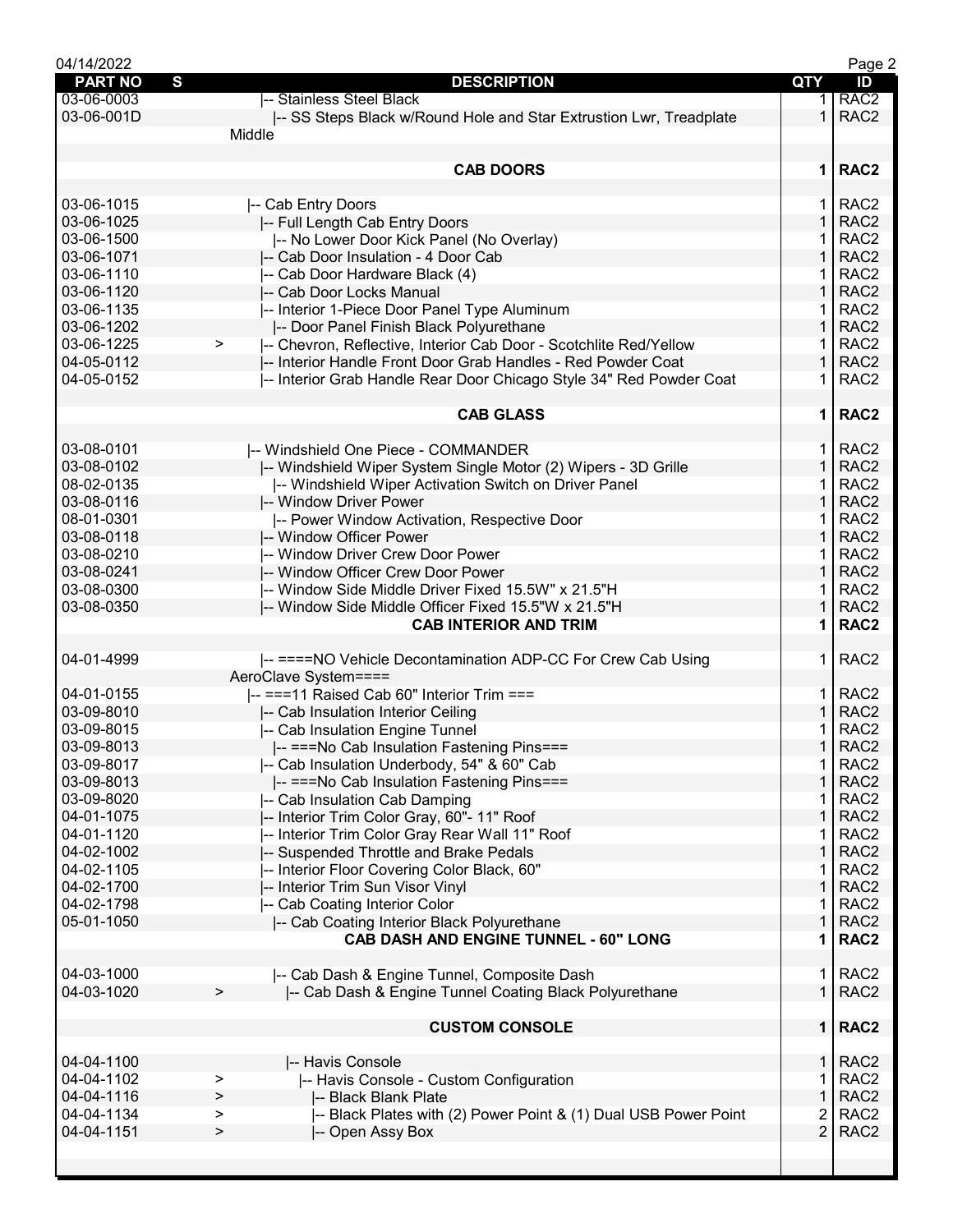| PART NO | S | DESCRIPTION | QTY | ID |
|---|---|---|---|---|
| 03-06-0003 | | \|-- Stainless Steel Black | 1 | RAC2 |
| 03-06-001D | | \|-- SS Steps Black w/Round Hole and Star Extrustion Lwr, Treadplate Middle | 1 | RAC2 |
| | | | | |
| | | **CAB DOORS** | **1** | **RAC2** |
| | | | | |
| 03-06-1015 | | \|-- Cab Entry Doors | 1 | RAC2 |
| 03-06-1025 | | \|-- Full Length Cab Entry Doors | 1 | RAC2 |
| 03-06-1500 | | \|-- No Lower Door Kick Panel (No Overlay) | 1 | RAC2 |
| 03-06-1071 | | \|-- Cab Door Insulation - 4 Door Cab | 1 | RAC2 |
| 03-06-1110 | | \|-- Cab Door Hardware Black (4) | 1 | RAC2 |
| 03-06-1120 | | \|-- Cab Door Locks Manual | 1 | RAC2 |
| 03-06-1135 | | \|-- Interior 1-Piece Door Panel Type Aluminum | 1 | RAC2 |
| 03-06-1202 | | \|-- Door Panel Finish Black Polyurethane | 1 | RAC2 |
| 03-06-1225 | > | \|-- Chevron, Reflective, Interior Cab Door - Scotchlite Red/Yellow | 1 | RAC2 |
| 04-05-0112 | | \|-- Interior Handle Front Door Grab Handles - Red Powder Coat | 1 | RAC2 |
| 04-05-0152 | | \|-- Interior Grab Handle Rear Door Chicago Style 34" Red Powder Coat | 1 | RAC2 |
| | | | | |
| | | **CAB GLASS** | **1** | **RAC2** |
| | | | | |
| 03-08-0101 | | \|-- Windshield One Piece - COMMANDER | 1 | RAC2 |
| 03-08-0102 | | \|-- Windshield Wiper System Single Motor (2) Wipers - 3D Grille | 1 | RAC2 |
| 08-02-0135 | | \|-- Windshield Wiper Activation Switch on Driver Panel | 1 | RAC2 |
| 03-08-0116 | | \|-- Window Driver Power | 1 | RAC2 |
| 08-01-0301 | | \|-- Power Window Activation, Respective Door | 1 | RAC2 |
| 03-08-0118 | | \|-- Window Officer Power | 1 | RAC2 |
| 03-08-0210 | | \|-- Window Driver Crew Door Power | 1 | RAC2 |
| 03-08-0241 | | \|-- Window Officer Crew Door Power | 1 | RAC2 |
| 03-08-0300 | | \|-- Window Side Middle Driver Fixed 15.5W" x 21.5"H | 1 | RAC2 |
| 03-08-0350 | | \|-- Window Side Middle Officer Fixed 15.5"W x 21.5"H | 1 | RAC2 |
| | | **CAB INTERIOR AND TRIM** | **1** | **RAC2** |
| | | | | |
| 04-01-4999 | | \|-- ====NO Vehicle Decontamination ADP-CC For Crew Cab Using AeroClave System==== | 1 | RAC2 |
| 04-01-0155 | | \|-- ===11 Raised Cab 60" Interior Trim === | 1 | RAC2 |
| 03-09-8010 | | \|-- Cab Insulation Interior Ceiling | 1 | RAC2 |
| 03-09-8015 | | \|-- Cab Insulation Engine Tunnel | 1 | RAC2 |
| 03-09-8013 | | \|-- ===No Cab Insulation Fastening Pins=== | 1 | RAC2 |
| 03-09-8017 | | \|-- Cab Insulation Underbody, 54" & 60" Cab | 1 | RAC2 |
| 03-09-8013 | | \|-- ===No Cab Insulation Fastening Pins=== | 1 | RAC2 |
| 03-09-8020 | | \|-- Cab Insulation Cab Damping | 1 | RAC2 |
| 04-01-1075 | | \|-- Interior Trim Color Gray, 60"- 11" Roof | 1 | RAC2 |
| 04-01-1120 | | \|-- Interior Trim Color Gray Rear Wall 11" Roof | 1 | RAC2 |
| 04-02-1002 | | \|-- Suspended Throttle and Brake Pedals | 1 | RAC2 |
| 04-02-1105 | | \|-- Interior Floor Covering Color Black, 60" | 1 | RAC2 |
| 04-02-1700 | | \|-- Interior Trim Sun Visor Vinyl | 1 | RAC2 |
| 04-02-1798 | | \|-- Cab Coating Interior Color | 1 | RAC2 |
| 05-01-1050 | | \|-- Cab Coating Interior Black Polyurethane | 1 | RAC2 |
| | | **CAB DASH AND ENGINE TUNNEL - 60" LONG** | **1** | **RAC2** |
| | | | | |
| 04-03-1000 | | \|-- Cab Dash & Engine Tunnel, Composite Dash | 1 | RAC2 |
| 04-03-1020 | > | \|-- Cab Dash & Engine Tunnel Coating Black Polyurethane | 1 | RAC2 |
| | | | | |
| | | **CUSTOM CONSOLE** | **1** | **RAC2** |
| | | | | |
| 04-04-1100 | | \|-- Havis Console | 1 | RAC2 |
| 04-04-1102 | > | \|-- Havis Console - Custom Configuration | 1 | RAC2 |
| 04-04-1116 | > | \|-- Black Blank Plate | 1 | RAC2 |
| 04-04-1134 | > | \|-- Black Plates with (2) Power Point & (1) Dual USB Power Point | 2 | RAC2 |
| 04-04-1151 | > | \|-- Open Assy Box | 2 | RAC2 |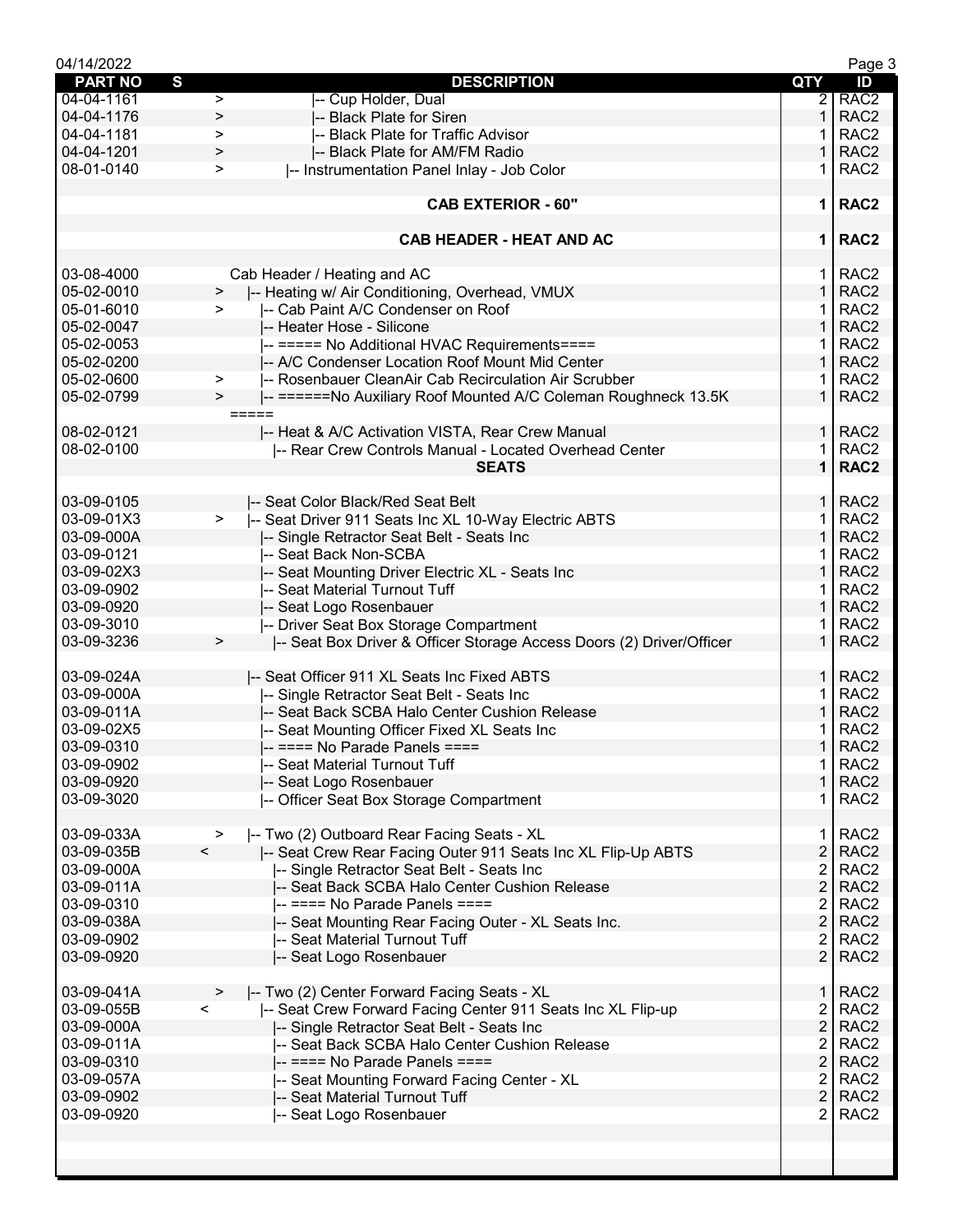| PART NO | S | DESCRIPTION | QTY | ID |
|---|---|---|---|---|
| 04-04-1161 | > | \|-- Cup Holder, Dual | 2 | RAC2 |
| 04-04-1176 | > | \|-- Black Plate for Siren | 1 | RAC2 |
| 04-04-1181 | > | \|-- Black Plate for Traffic Advisor | 1 | RAC2 |
| 04-04-1201 | > | \|-- Black Plate for AM/FM Radio | 1 | RAC2 |
| 08-01-0140 | > | \|-- Instrumentation Panel Inlay - Job Color | 1 | RAC2 |
| | | | | |
| | | **CAB EXTERIOR - 60"** | **1** | **RAC2** |
| | | | | |
| | | **CAB HEADER - HEAT AND AC** | **1** | **RAC2** |
| | | | | |
| 03-08-4000 | | Cab Header / Heating and AC | 1 | RAC2 |
| 05-02-0010 | > | \|-- Heating w/ Air Conditioning, Overhead, VMUX | 1 | RAC2 |
| 05-01-6010 | > | \|-- Cab Paint A/C Condenser on Roof | 1 | RAC2 |
| 05-02-0047 | | \|-- Heater Hose - Silicone | 1 | RAC2 |
| 05-02-0053 | | \|-- ===== No Additional HVAC Requirements==== | 1 | RAC2 |
| 05-02-0200 | | \|-- A/C Condenser Location Roof Mount Mid Center | 1 | RAC2 |
| 05-02-0600 | > | \|-- Rosenbauer CleanAir Cab Recirculation Air Scrubber | 1 | RAC2 |
| 05-02-0799 | > | \|-- ======No Auxiliary Roof Mounted A/C Coleman Roughneck 13.5K ===== | 1 | RAC2 |
| 08-02-0121 | | \|-- Heat & A/C Activation VISTA, Rear Crew Manual | 1 | RAC2 |
| 08-02-0100 | | \|-- Rear Crew Controls Manual - Located Overhead Center | 1 | RAC2 |
| | | **SEATS** | **1** | **RAC2** |
| | | | | |
| 03-09-0105 | | \|-- Seat Color Black/Red Seat Belt | 1 | RAC2 |
| 03-09-01X3 | > | \|-- Seat Driver 911 Seats Inc XL 10-Way Electric ABTS | 1 | RAC2 |
| 03-09-000A | | \|-- Single Retractor Seat Belt - Seats Inc | 1 | RAC2 |
| 03-09-0121 | | \|-- Seat Back Non-SCBA | 1 | RAC2 |
| 03-09-02X3 | | \|-- Seat Mounting Driver Electric XL - Seats Inc | 1 | RAC2 |
| 03-09-0902 | | \|-- Seat Material Turnout Tuff | 1 | RAC2 |
| 03-09-0920 | | \|-- Seat Logo Rosenbauer | 1 | RAC2 |
| 03-09-3010 | | \|-- Driver Seat Box Storage Compartment | 1 | RAC2 |
| 03-09-3236 | > | \|-- Seat Box Driver & Officer Storage Access Doors (2) Driver/Officer | 1 | RAC2 |
| | | | | |
| 03-09-024A | | \|-- Seat Officer 911 XL Seats Inc Fixed ABTS | 1 | RAC2 |
| 03-09-000A | | \|-- Single Retractor Seat Belt - Seats Inc | 1 | RAC2 |
| 03-09-011A | | \|-- Seat Back SCBA Halo Center Cushion Release | 1 | RAC2 |
| 03-09-02X5 | | \|-- Seat Mounting Officer Fixed XL Seats Inc | 1 | RAC2 |
| 03-09-0310 | | \|-- ==== No Parade Panels ==== | 1 | RAC2 |
| 03-09-0902 | | \|-- Seat Material Turnout Tuff | 1 | RAC2 |
| 03-09-0920 | | \|-- Seat Logo Rosenbauer | 1 | RAC2 |
| 03-09-3020 | | \|-- Officer Seat Box Storage Compartment | 1 | RAC2 |
| | | | | |
| 03-09-033A | > | \|-- Two (2) Outboard Rear Facing Seats - XL | 1 | RAC2 |
| 03-09-035B | < | \|-- Seat Crew Rear Facing Outer 911 Seats Inc XL Flip-Up ABTS | 2 | RAC2 |
| 03-09-000A | | \|-- Single Retractor Seat Belt - Seats Inc | 2 | RAC2 |
| 03-09-011A | | \|-- Seat Back SCBA Halo Center Cushion Release | 2 | RAC2 |
| 03-09-0310 | | \|-- ==== No Parade Panels ==== | 2 | RAC2 |
| 03-09-038A | | \|-- Seat Mounting Rear Facing Outer - XL Seats Inc. | 2 | RAC2 |
| 03-09-0902 | | \|-- Seat Material Turnout Tuff | 2 | RAC2 |
| 03-09-0920 | | \|-- Seat Logo Rosenbauer | 2 | RAC2 |
| | | | | |
| 03-09-041A | > | \|-- Two (2) Center Forward Facing Seats - XL | 1 | RAC2 |
| 03-09-055B | < | \|-- Seat Crew Forward Facing Center 911 Seats Inc XL Flip-up | 2 | RAC2 |
| 03-09-000A | | \|-- Single Retractor Seat Belt - Seats Inc | 2 | RAC2 |
| 03-09-011A | | \|-- Seat Back SCBA Halo Center Cushion Release | 2 | RAC2 |
| 03-09-0310 | | \|-- ==== No Parade Panels ==== | 2 | RAC2 |
| 03-09-057A | | \|-- Seat Mounting Forward Facing Center - XL | 2 | RAC2 |
| 03-09-0902 | | \|-- Seat Material Turnout Tuff | 2 | RAC2 |
| 03-09-0920 | | \|-- Seat Logo Rosenbauer | 2 | RAC2 |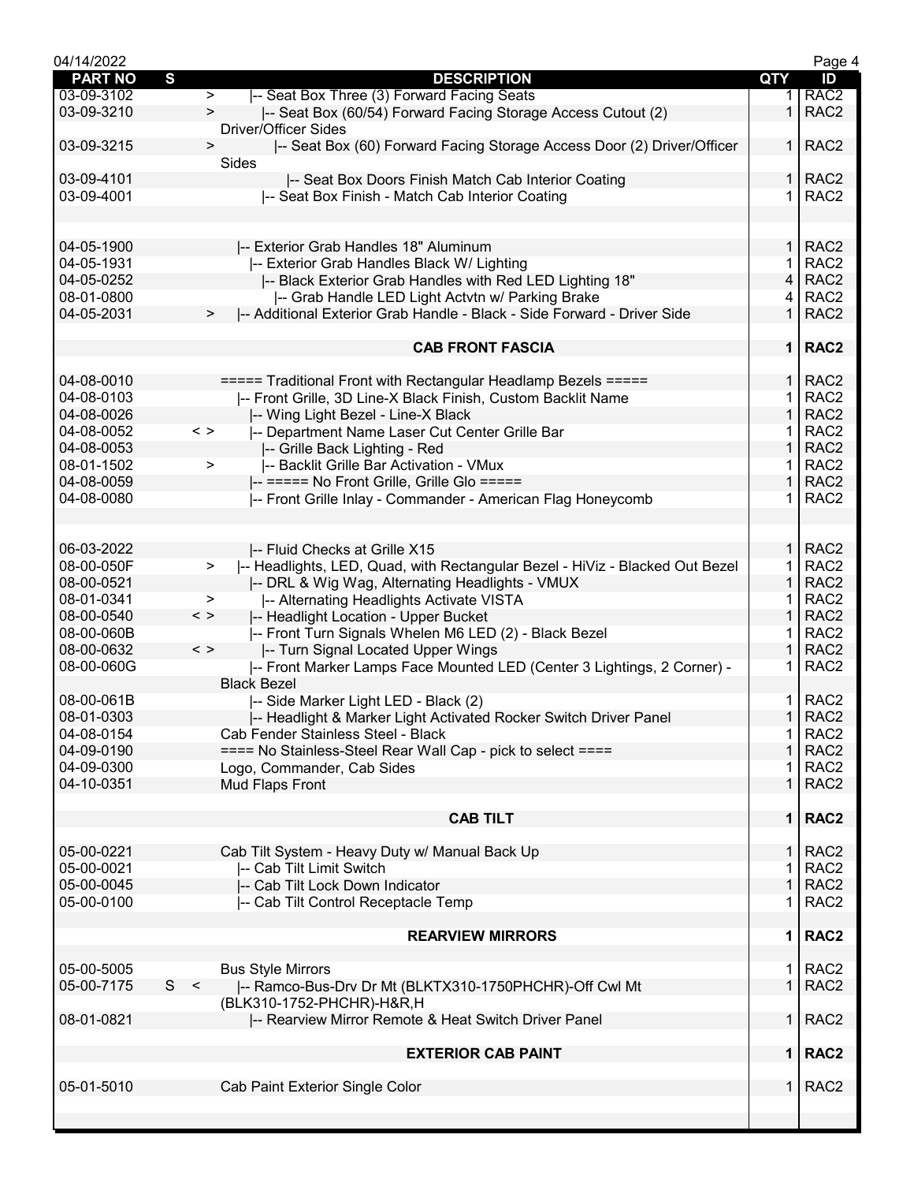| PART NO | S | | DESCRIPTION | QTY | ID |
|---|---|---|---|---|---|
| 03-09-3102 | | > | \|-- Seat Box Three (3) Forward Facing Seats | 1 | RAC2 |
| 03-09-3210 | | > | \|-- Seat Box (60/54) Forward Facing Storage Access Cutout (2) Driver/Officer Sides | 1 | RAC2 |
| 03-09-3215 | | > | \|-- Seat Box (60) Forward Facing Storage Access Door (2) Driver/Officer Sides | 1 | RAC2 |
| 03-09-4101 | | | \|-- Seat Box Doors Finish Match Cab Interior Coating | 1 | RAC2 |
| 03-09-4001 | | | \|-- Seat Box Finish - Match Cab Interior Coating | 1 | RAC2 |
| | | | | | |
| 04-05-1900 | | | \|-- Exterior Grab Handles 18" Aluminum | 1 | RAC2 |
| 04-05-1931 | | | \|-- Exterior Grab Handles Black W/ Lighting | 1 | RAC2 |
| 04-05-0252 | | | \|-- Black Exterior Grab Handles with Red LED Lighting 18" | 4 | RAC2 |
| 08-01-0800 | | | \|-- Grab Handle LED Light Actvtn w/ Parking Brake | 4 | RAC2 |
| 04-05-2031 | | > | \|-- Additional Exterior Grab Handle - Black - Side Forward - Driver Side | 1 | RAC2 |
| | | | **CAB FRONT FASCIA** | **1** | **RAC2** |
| 04-08-0010 | | | ===== Traditional Front with Rectangular Headlamp Bezels ===== | 1 | RAC2 |
| 04-08-0103 | | | \|-- Front Grille, 3D Line-X Black Finish, Custom Backlit Name | 1 | RAC2 |
| 04-08-0026 | | | \|-- Wing Light Bezel - Line-X Black | 1 | RAC2 |
| 04-08-0052 | | < > | \|-- Department Name Laser Cut Center Grille Bar | 1 | RAC2 |
| 04-08-0053 | | | \|-- Grille Back Lighting - Red | 1 | RAC2 |
| 08-01-1502 | | > | \|-- Backlit Grille Bar Activation - VMux | 1 | RAC2 |
| 04-08-0059 | | | \|-- ===== No Front Grille, Grille Glo ===== | 1 | RAC2 |
| 04-08-0080 | | | \|-- Front Grille Inlay - Commander - American Flag Honeycomb | 1 | RAC2 |
| | | | | | |
| 06-03-2022 | | | \|-- Fluid Checks at Grille X15 | 1 | RAC2 |
| 08-00-050F | | > | \|-- Headlights, LED, Quad, with Rectangular Bezel - HiViz - Blacked Out Bezel | 1 | RAC2 |
| 08-00-0521 | | | \|-- DRL & Wig Wag, Alternating Headlights - VMUX | 1 | RAC2 |
| 08-01-0341 | | > | \|-- Alternating Headlights Activate VISTA | 1 | RAC2 |
| 08-00-0540 | | < > | \|-- Headlight Location - Upper Bucket | 1 | RAC2 |
| 08-00-060B | | | \|-- Front Turn Signals Whelen M6 LED (2) - Black Bezel | 1 | RAC2 |
| 08-00-0632 | | < > | \|-- Turn Signal Located Upper Wings | 1 | RAC2 |
| 08-00-060G | | | \|-- Front Marker Lamps Face Mounted LED (Center 3 Lightings, 2 Corner) - Black Bezel | 1 | RAC2 |
| 08-00-061B | | | \|-- Side Marker Light LED - Black (2) | 1 | RAC2 |
| 08-01-0303 | | | \|-- Headlight & Marker Light Activated Rocker Switch Driver Panel | 1 | RAC2 |
| 04-08-0154 | | | Cab Fender Stainless Steel - Black | 1 | RAC2 |
| 04-09-0190 | | | ==== No Stainless-Steel Rear Wall Cap - pick to select ==== | 1 | RAC2 |
| 04-09-0300 | | | Logo, Commander, Cab Sides | 1 | RAC2 |
| 04-10-0351 | | | Mud Flaps Front | 1 | RAC2 |
| | | | **CAB TILT** | **1** | **RAC2** |
| 05-00-0221 | | | Cab Tilt System - Heavy Duty w/ Manual Back Up | 1 | RAC2 |
| 05-00-0021 | | | \|-- Cab Tilt Limit Switch | 1 | RAC2 |
| 05-00-0045 | | | \|-- Cab Tilt Lock Down Indicator | 1 | RAC2 |
| 05-00-0100 | | | \|-- Cab Tilt Control Receptacle Temp | 1 | RAC2 |
| | | | **REARVIEW MIRRORS** | **1** | **RAC2** |
| 05-00-5005 | | | Bus Style Mirrors | 1 | RAC2 |
| 05-00-7175 | S | < | \|-- Ramco-Bus-Drv Dr Mt (BLKTX310-1750PHCHR)-Off Cwl Mt (BLK310-1752-PHCHR)-H&R,H | 1 | RAC2 |
| 08-01-0821 | | | \|-- Rearview Mirror Remote & Heat Switch Driver Panel | 1 | RAC2 |
| | | | **EXTERIOR CAB PAINT** | **1** | **RAC2** |
| 05-01-5010 | | | Cab Paint Exterior Single Color | 1 | RAC2 |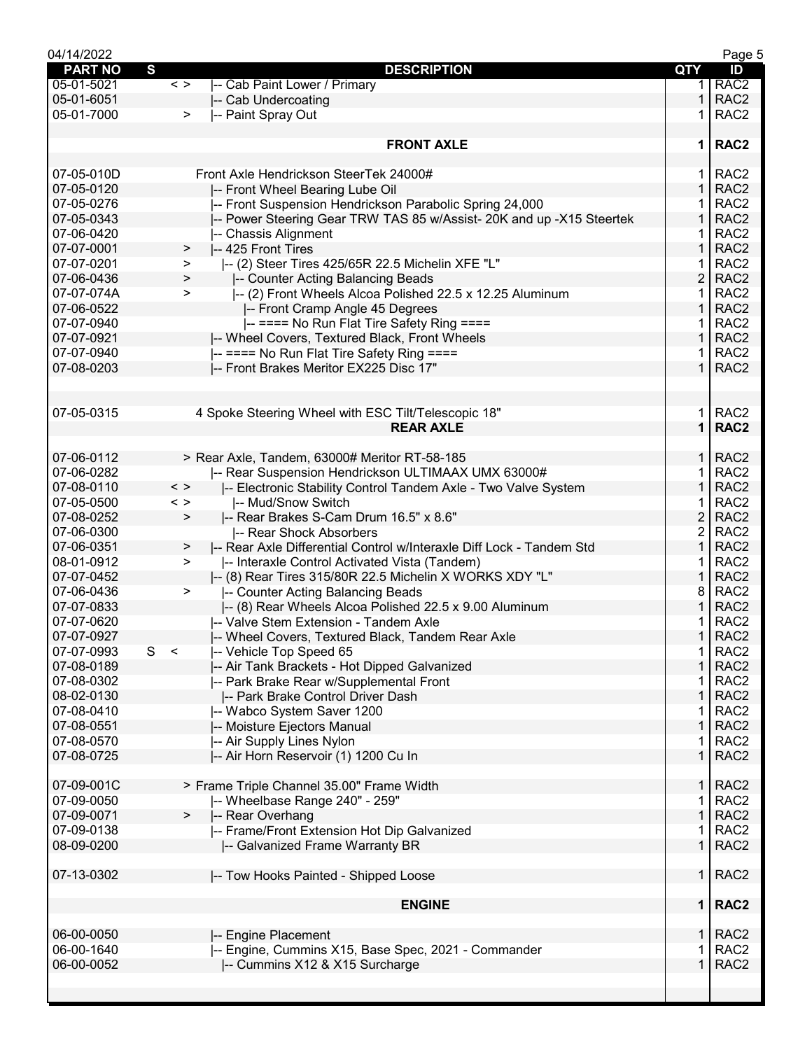| PART NO | S | | DESCRIPTION | QTY | ID |
|---|---|---|---|---|---|
| 05-01-5021 | | < > | \|-- Cab Paint Lower / Primary | 1 | RAC2 |
| 05-01-6051 | | | \|-- Cab Undercoating | 1 | RAC2 |
| 05-01-7000 | | > | \|-- Paint Spray Out | 1 | RAC2 |
| | | | | | |
| | | | **FRONT AXLE** | **1** | **RAC2** |
| | | | | | |
| 07-05-010D | | | Front Axle Hendrickson SteerTek 24000# | 1 | RAC2 |
| 07-05-0120 | | | \|-- Front Wheel Bearing Lube Oil | 1 | RAC2 |
| 07-05-0276 | | | \|-- Front Suspension Hendrickson Parabolic Spring 24,000 | 1 | RAC2 |
| 07-05-0343 | | | \|-- Power Steering Gear TRW TAS 85 w/Assist- 20K and up -X15 Steertek | 1 | RAC2 |
| 07-06-0420 | | | \|-- Chassis Alignment | 1 | RAC2 |
| 07-07-0001 | | > | \|-- 425 Front Tires | 1 | RAC2 |
| 07-07-0201 | | > | \|-- (2) Steer Tires 425/65R 22.5 Michelin XFE "L" | 1 | RAC2 |
| 07-06-0436 | | > | \|-- Counter Acting Balancing Beads | 2 | RAC2 |
| 07-07-074A | | > | \|-- (2) Front Wheels Alcoa Polished 22.5 x 12.25 Aluminum | 1 | RAC2 |
| 07-06-0522 | | | \|-- Front Cramp Angle 45 Degrees | 1 | RAC2 |
| 07-07-0940 | | | \|-- ==== No Run Flat Tire Safety Ring ==== | 1 | RAC2 |
| 07-07-0921 | | | \|-- Wheel Covers, Textured Black, Front Wheels | 1 | RAC2 |
| 07-07-0940 | | | \|-- ==== No Run Flat Tire Safety Ring ==== | 1 | RAC2 |
| 07-08-0203 | | | \|-- Front Brakes Meritor EX225 Disc 17" | 1 | RAC2 |
| | | | | | |
| 07-05-0315 | | | 4 Spoke Steering Wheel with ESC Tilt/Telescopic 18" | 1 | RAC2 |
| | | | **REAR AXLE** | **1** | **RAC2** |
| | | | | | |
| 07-06-0112 | | | > Rear Axle, Tandem, 63000# Meritor RT-58-185 | 1 | RAC2 |
| 07-06-0282 | | | \|-- Rear Suspension Hendrickson ULTIMAAX UMX 63000# | 1 | RAC2 |
| 07-08-0110 | | < > | \|-- Electronic Stability Control Tandem Axle - Two Valve System | 1 | RAC2 |
| 07-05-0500 | | < > | \|-- Mud/Snow Switch | 1 | RAC2 |
| 07-08-0252 | | > | \|-- Rear Brakes S-Cam Drum 16.5" x 8.6" | 2 | RAC2 |
| 07-06-0300 | | | \|-- Rear Shock Absorbers | 2 | RAC2 |
| 07-06-0351 | | > | \|-- Rear Axle Differential Control w/Interaxle Diff Lock - Tandem Std | 1 | RAC2 |
| 08-01-0912 | | > | \|-- Interaxle Control Activated Vista (Tandem) | 1 | RAC2 |
| 07-07-0452 | | | \|-- (8) Rear Tires 315/80R 22.5 Michelin X WORKS XDY "L" | 1 | RAC2 |
| 07-06-0436 | | > | \|-- Counter Acting Balancing Beads | 8 | RAC2 |
| 07-07-0833 | | | \|-- (8) Rear Wheels Alcoa Polished 22.5 x 9.00 Aluminum | 1 | RAC2 |
| 07-07-0620 | | | \|-- Valve Stem Extension - Tandem Axle | 1 | RAC2 |
| 07-07-0927 | | | \|-- Wheel Covers, Textured Black, Tandem Rear Axle | 1 | RAC2 |
| 07-07-0993 | S | < | \|-- Vehicle Top Speed 65 | 1 | RAC2 |
| 07-08-0189 | | | \|-- Air Tank Brackets - Hot Dipped Galvanized | 1 | RAC2 |
| 07-08-0302 | | | \|-- Park Brake Rear w/Supplemental Front | 1 | RAC2 |
| 08-02-0130 | | | \|-- Park Brake Control Driver Dash | 1 | RAC2 |
| 07-08-0410 | | | \|-- Wabco System Saver 1200 | 1 | RAC2 |
| 07-08-0551 | | | \|-- Moisture Ejectors Manual | 1 | RAC2 |
| 07-08-0570 | | | \|-- Air Supply Lines Nylon | 1 | RAC2 |
| 07-08-0725 | | | \|-- Air Horn Reservoir (1) 1200 Cu In | 1 | RAC2 |
| | | | | | |
| 07-09-001C | | | > Frame Triple Channel 35.00" Frame Width | 1 | RAC2 |
| 07-09-0050 | | | \|-- Wheelbase Range 240" - 259" | 1 | RAC2 |
| 07-09-0071 | | > | \|-- Rear Overhang | 1 | RAC2 |
| 07-09-0138 | | | \|-- Frame/Front Extension Hot Dip Galvanized | 1 | RAC2 |
| 08-09-0200 | | | \|-- Galvanized Frame Warranty BR | 1 | RAC2 |
| | | | | | |
| 07-13-0302 | | | \|-- Tow Hooks Painted - Shipped Loose | 1 | RAC2 |
| | | | | | |
| | | | **ENGINE** | **1** | **RAC2** |
| | | | | | |
| 06-00-0050 | | | \|-- Engine Placement | 1 | RAC2 |
| 06-00-1640 | | | \|-- Engine, Cummins X15, Base Spec, 2021 - Commander | 1 | RAC2 |
| 06-00-0052 | | | \|-- Cummins X12 & X15 Surcharge | 1 | RAC2 |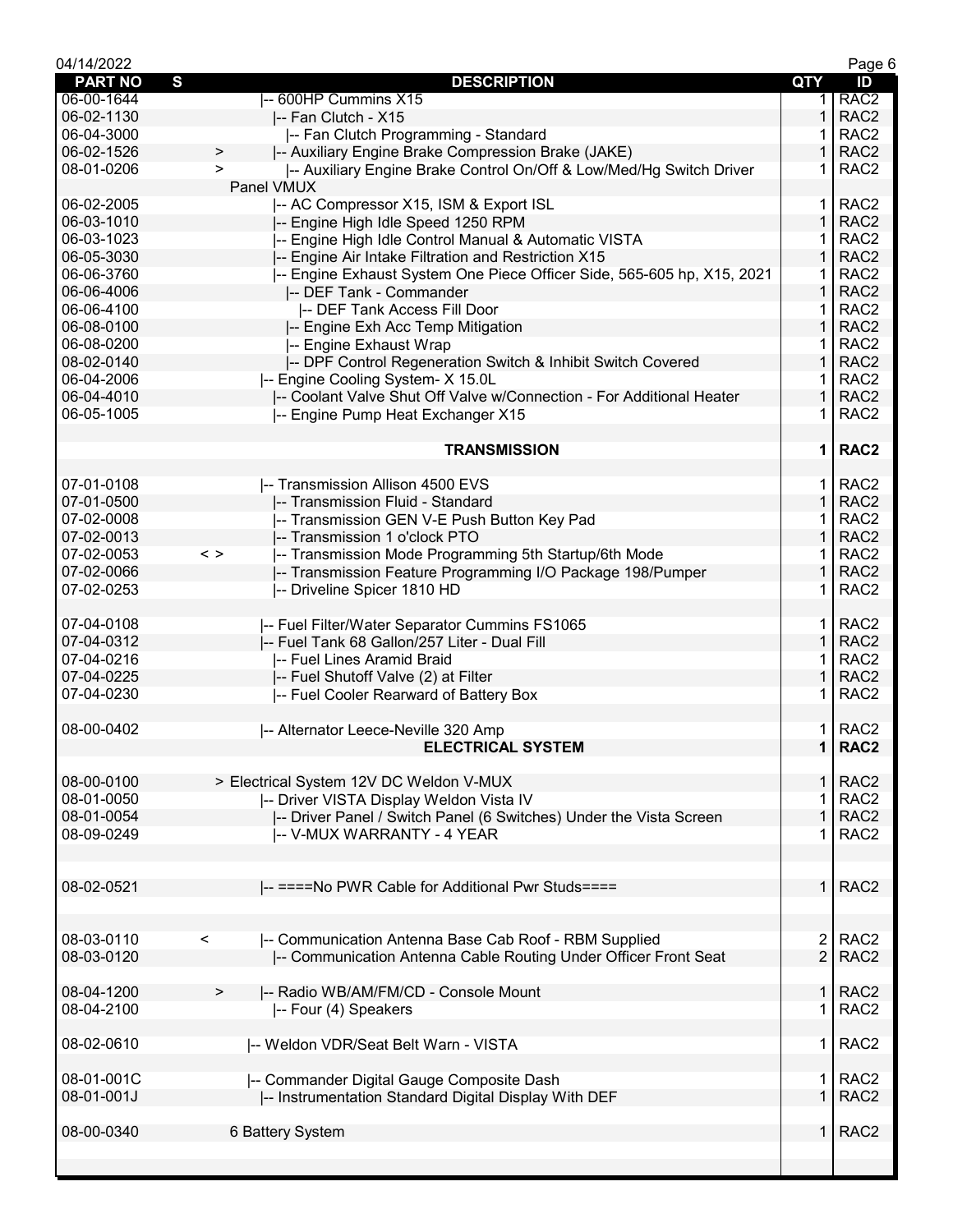| PART NO | S | DESCRIPTION | QTY | ID |
|---|---|---|---|---|
| 06-00-1644 | | \|-- 600HP Cummins X15 | 1 | RAC2 |
| 06-02-1130 | | \|-- Fan Clutch - X15 | 1 | RAC2 |
| 06-04-3000 | | \|-- Fan Clutch Programming - Standard | 1 | RAC2 |
| 06-02-1526 | > | \|-- Auxiliary Engine Brake Compression Brake (JAKE) | 1 | RAC2 |
| 08-01-0206 | > | \|-- Auxiliary Engine Brake Control On/Off & Low/Med/Hg Switch Driver Panel VMUX | 1 | RAC2 |
| 06-02-2005 | | \|-- AC Compressor X15, ISM & Export ISL | 1 | RAC2 |
| 06-03-1010 | | \|-- Engine High Idle Speed 1250 RPM | 1 | RAC2 |
| 06-03-1023 | | \|-- Engine High Idle Control Manual & Automatic VISTA | 1 | RAC2 |
| 06-05-3030 | | \|-- Engine Air Intake Filtration and Restriction X15 | 1 | RAC2 |
| 06-06-3760 | | \|-- Engine Exhaust System One Piece Officer Side, 565-605 hp, X15, 2021 | 1 | RAC2 |
| 06-06-4006 | | \|-- DEF Tank - Commander | 1 | RAC2 |
| 06-06-4100 | | \|-- DEF Tank Access Fill Door | 1 | RAC2 |
| 06-08-0100 | | \|-- Engine Exh Acc Temp Mitigation | 1 | RAC2 |
| 06-08-0200 | | \|-- Engine Exhaust Wrap | 1 | RAC2 |
| 08-02-0140 | | \|-- DPF Control Regeneration Switch & Inhibit Switch Covered | 1 | RAC2 |
| 06-04-2006 | | \|-- Engine Cooling System- X 15.0L | 1 | RAC2 |
| 06-04-4010 | | \|-- Coolant Valve Shut Off Valve w/Connection - For Additional Heater | 1 | RAC2 |
| 06-05-1005 | | \|-- Engine Pump Heat Exchanger X15 | 1 | RAC2 |
| | | | | |
| | | **TRANSMISSION** | **1** | **RAC2** |
| | | | | |
| 07-01-0108 | | \|-- Transmission Allison 4500 EVS | 1 | RAC2 |
| 07-01-0500 | | \|-- Transmission Fluid - Standard | 1 | RAC2 |
| 07-02-0008 | | \|-- Transmission GEN V-E Push Button Key Pad | 1 | RAC2 |
| 07-02-0013 | | \|-- Transmission 1 o'clock PTO | 1 | RAC2 |
| 07-02-0053 | < > | \|-- Transmission Mode Programming 5th Startup/6th Mode | 1 | RAC2 |
| 07-02-0066 | | \|-- Transmission Feature Programming I/O Package 198/Pumper | 1 | RAC2 |
| 07-02-0253 | | \|-- Driveline Spicer 1810 HD | 1 | RAC2 |
| | | | | |
| 07-04-0108 | | \|-- Fuel Filter/Water Separator Cummins FS1065 | 1 | RAC2 |
| 07-04-0312 | | \|-- Fuel Tank 68 Gallon/257 Liter - Dual Fill | 1 | RAC2 |
| 07-04-0216 | | \|-- Fuel Lines Aramid Braid | 1 | RAC2 |
| 07-04-0225 | | \|-- Fuel Shutoff Valve (2) at Filter | 1 | RAC2 |
| 07-04-0230 | | \|-- Fuel Cooler Rearward of Battery Box | 1 | RAC2 |
| | | | | |
| 08-00-0402 | | \|-- Alternator Leece-Neville 320 Amp | 1 | RAC2 |
| | | **ELECTRICAL SYSTEM** | **1** | **RAC2** |
| | | | | |
| 08-00-0100 | | > Electrical System 12V DC Weldon V-MUX | 1 | RAC2 |
| 08-01-0050 | | \|-- Driver VISTA Display Weldon Vista IV | 1 | RAC2 |
| 08-01-0054 | | \|-- Driver Panel / Switch Panel (6 Switches) Under the Vista Screen | 1 | RAC2 |
| 08-09-0249 | | \|-- V-MUX WARRANTY - 4 YEAR | 1 | RAC2 |
| | | | | |
| 08-02-0521 | | \|-- ====No PWR Cable for Additional Pwr Studs==== | 1 | RAC2 |
| | | | | |
| 08-03-0110 | < | \|-- Communication Antenna Base Cab Roof - RBM Supplied | 2 | RAC2 |
| 08-03-0120 | | \|-- Communication Antenna Cable Routing Under Officer Front Seat | 2 | RAC2 |
| | | | | |
| 08-04-1200 | > | \|-- Radio WB/AM/FM/CD - Console Mount | 1 | RAC2 |
| 08-04-2100 | | \|-- Four (4) Speakers | 1 | RAC2 |
| | | | | |
| 08-02-0610 | | \|-- Weldon VDR/Seat Belt Warn - VISTA | 1 | RAC2 |
| | | | | |
| 08-01-001C | | \|-- Commander Digital Gauge Composite Dash | 1 | RAC2 |
| 08-01-001J | | \|-- Instrumentation Standard Digital Display With DEF | 1 | RAC2 |
| | | | | |
| 08-00-0340 | | 6 Battery System | 1 | RAC2 |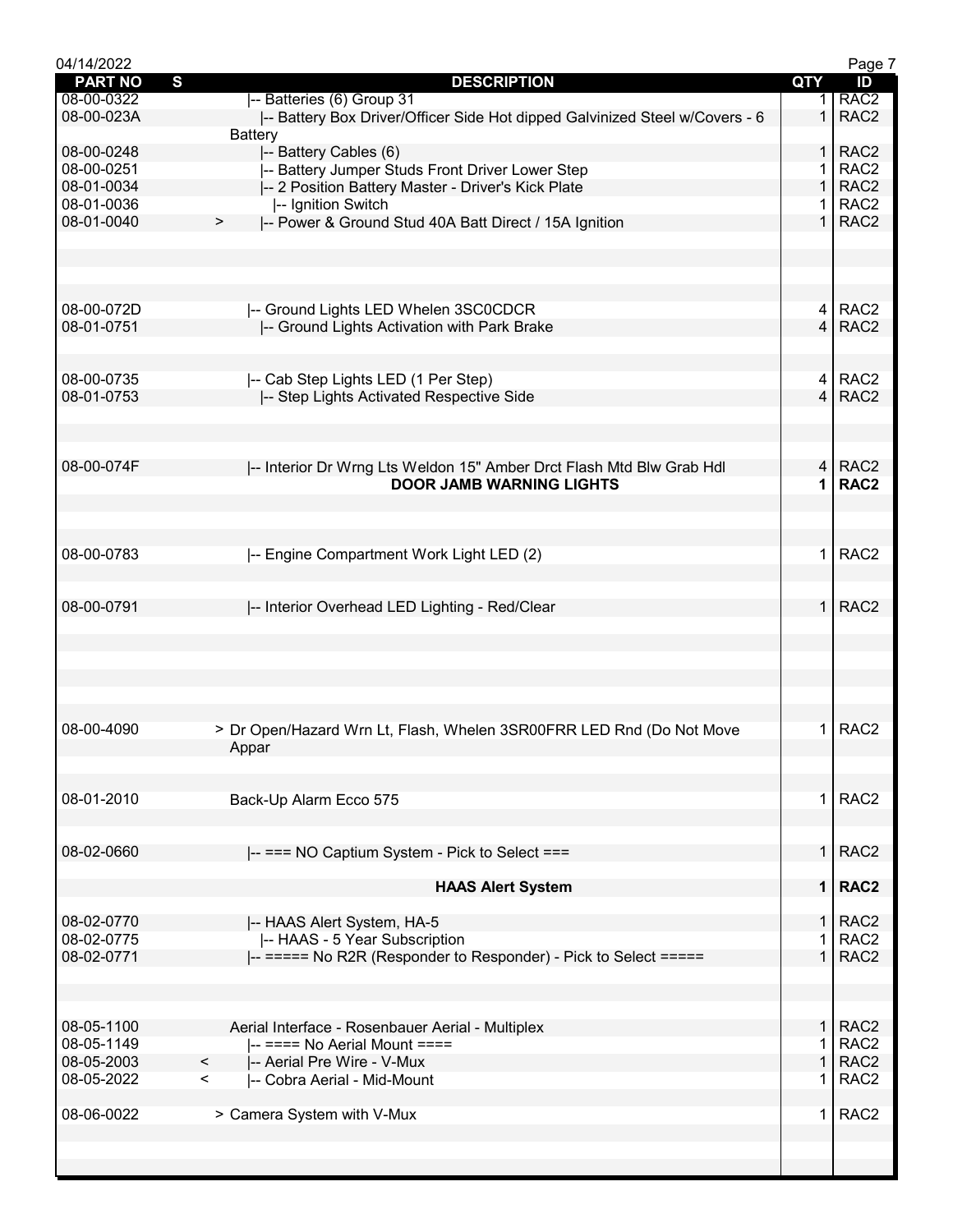| PART NO | S | DESCRIPTION | QTY | ID |
|---|---|---|---|---|
| 08-00-0322 | | \|-- Batteries (6) Group 31 | 1 | RAC2 |
| 08-00-023A | | \|-- Battery Box Driver/Officer Side Hot dipped Galvinized Steel w/Covers - 6 Battery | 1 | RAC2 |
| 08-00-0248 | | \|-- Battery Cables (6) | 1 | RAC2 |
| 08-00-0251 | | \|-- Battery Jumper Studs Front Driver Lower Step | 1 | RAC2 |
| 08-01-0034 | | \|-- 2 Position Battery Master - Driver's Kick Plate | 1 | RAC2 |
| 08-01-0036 | | \|-- Ignition Switch | 1 | RAC2 |
| 08-01-0040 | > | \|-- Power & Ground Stud 40A Batt Direct / 15A Ignition | 1 | RAC2 |
| 08-00-072D | | \|-- Ground Lights LED Whelen 3SC0CDCR | 4 | RAC2 |
| 08-01-0751 | | \|-- Ground Lights Activation with Park Brake | 4 | RAC2 |
| 08-00-0735 | | \|-- Cab Step Lights LED (1 Per Step) | 4 | RAC2 |
| 08-01-0753 | | \|-- Step Lights Activated Respective Side | 4 | RAC2 |
| 08-00-074F | | \|-- Interior Dr Wrng Lts Weldon 15" Amber Drct Flash Mtd Blw Grab Hdl | 4 | RAC2 |
| | | **DOOR JAMB WARNING LIGHTS** | **1** | **RAC2** |
| 08-00-0783 | | \|-- Engine Compartment Work Light LED (2) | 1 | RAC2 |
| 08-00-0791 | | \|-- Interior Overhead LED Lighting - Red/Clear | 1 | RAC2 |
| 08-00-4090 | | > Dr Open/Hazard Wrn Lt, Flash, Whelen 3SR00FRR LED Rnd (Do Not Move Appar | 1 | RAC2 |
| 08-01-2010 | | Back-Up Alarm Ecco 575 | 1 | RAC2 |
| 08-02-0660 | | \|-- === NO Captium System - Pick to Select === | 1 | RAC2 |
| | | **HAAS Alert System** | **1** | **RAC2** |
| 08-02-0770 | | \|-- HAAS Alert System, HA-5 | 1 | RAC2 |
| 08-02-0775 | | \|-- HAAS - 5 Year Subscription | 1 | RAC2 |
| 08-02-0771 | | \|-- ===== No R2R (Responder to Responder) - Pick to Select ===== | 1 | RAC2 |
| 08-05-1100 | | Aerial Interface - Rosenbauer Aerial - Multiplex | 1 | RAC2 |
| 08-05-1149 | | \|-- ==== No Aerial Mount ==== | 1 | RAC2 |
| 08-05-2003 | < | \|-- Aerial Pre Wire - V-Mux | 1 | RAC2 |
| 08-05-2022 | < | \|-- Cobra Aerial - Mid-Mount | 1 | RAC2 |
| 08-06-0022 | | > Camera System with V-Mux | 1 | RAC2 |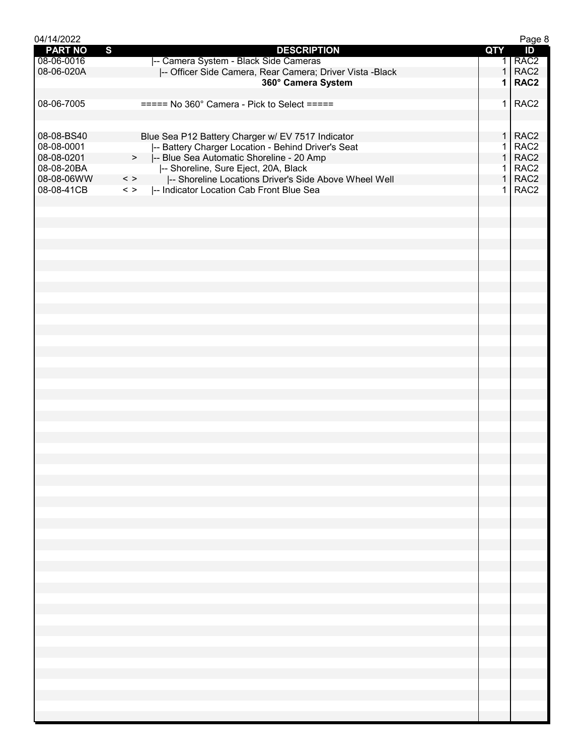| PART NO | S | DESCRIPTION | QTY | ID |
|---|---|---|---|---|
| 08-06-0016 | | \|-- Camera System - Black Side Cameras | 1 | RAC2 |
| 08-06-020A | | \|-- Officer Side Camera, Rear Camera; Driver Vista -Black | 1 | RAC2 |
| | | **360° Camera System** | **1** | **RAC2** |
| | | | | |
| 08-06-7005 | | ===== No 360° Camera - Pick to Select ===== | 1 | RAC2 |
| | | | | |
| | | | | |
| 08-08-BS40 | | Blue Sea P12 Battery Charger w/ EV 7517 Indicator | 1 | RAC2 |
| 08-08-0001 | | \|-- Battery Charger Location - Behind Driver's Seat | 1 | RAC2 |
| 08-08-0201 | > | \|-- Blue Sea Automatic Shoreline - 20 Amp | 1 | RAC2 |
| 08-08-20BA | | \|-- Shoreline, Sure Eject, 20A, Black | 1 | RAC2 |
| 08-08-06WW | < > | \|-- Shoreline Locations Driver's Side Above Wheel Well | 1 | RAC2 |
| 08-08-41CB | < > | \|-- Indicator Location Cab Front Blue Sea | 1 | RAC2 |